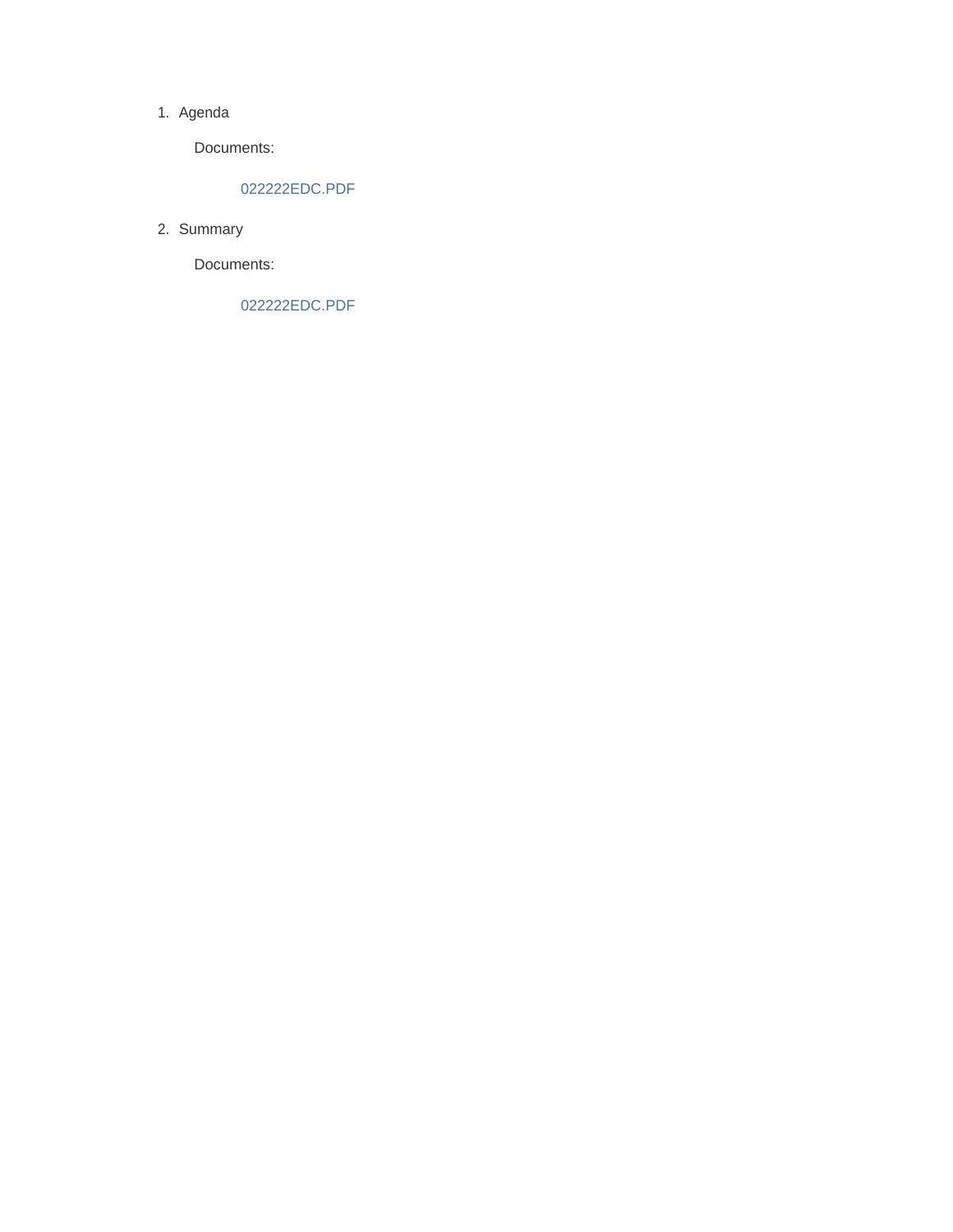1. Agenda

   Documents:

      022222EDC.PDF

2. Summary

   Documents:

      022222EDC.PDF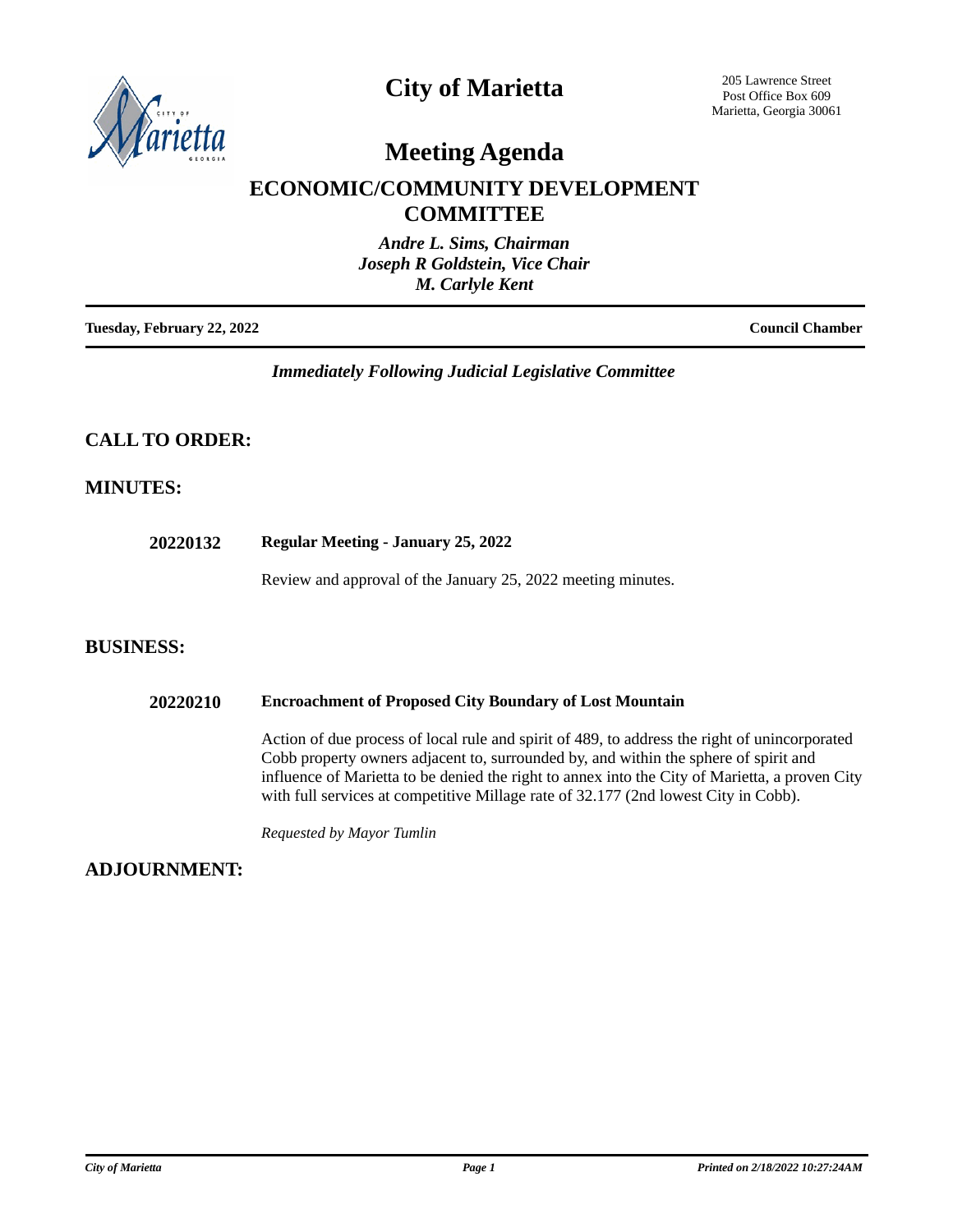# City of Marietta

205 Lawrence Street
Post Office Box 609
Marietta, Georgia 30061

# Meeting Agenda

## ECONOMIC/COMMUNITY DEVELOPMENT COMMITTEE

*Andre L. Sims, Chairman*
*Joseph R Goldstein, Vice Chair*
*M. Carlyle Kent*

**Tuesday, February 22, 2022** | **Council Chamber**

*Immediately Following Judicial Legislative Committee*

## CALL TO ORDER:

## MINUTES:

**20220132** **Regular Meeting - January 25, 2022**

Review and approval of the January 25, 2022 meeting minutes.

## BUSINESS:

**20220210** **Encroachment of Proposed City Boundary of Lost Mountain**

Action of due process of local rule and spirit of 489, to address the right of unincorporated Cobb property owners adjacent to, surrounded by, and within the sphere of spirit and influence of Marietta to be denied the right to annex into the City of Marietta, a proven City with full services at competitive Millage rate of 32.177 (2nd lowest City in Cobb).

*Requested by Mayor Tumlin*

## ADJOURNMENT: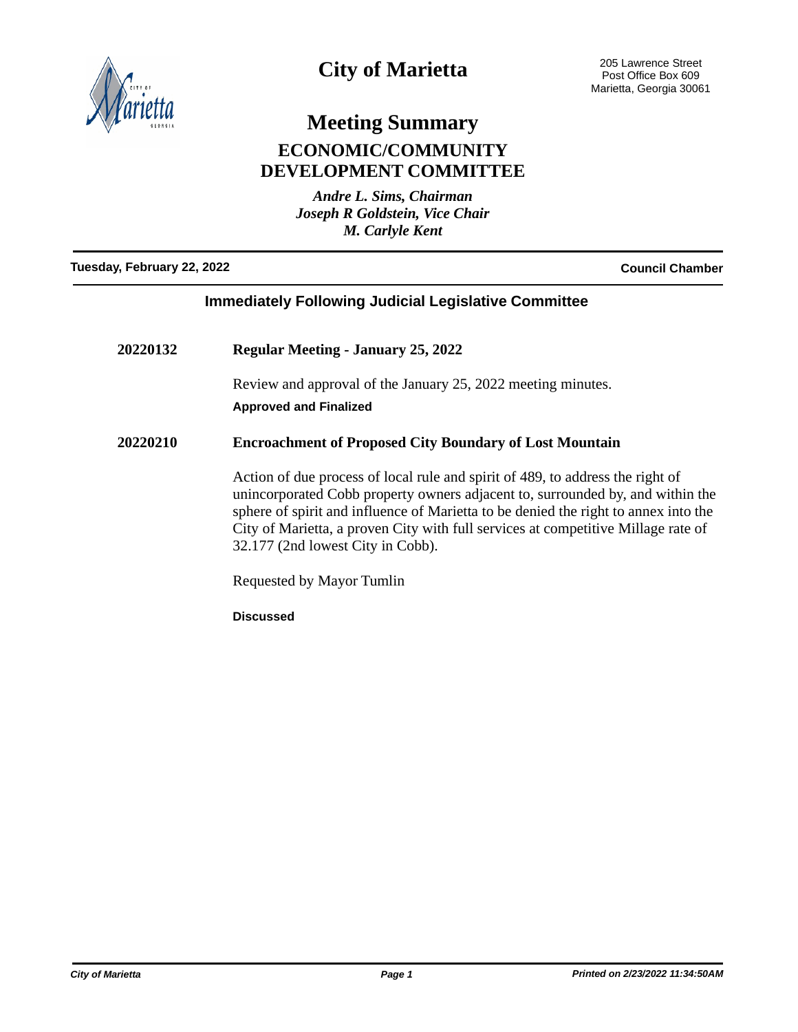# City of Marietta

205 Lawrence Street
Post Office Box 609
Marietta, Georgia 30061

## Meeting Summary

### ECONOMIC/COMMUNITY DEVELOPMENT COMMITTEE

*Andre L. Sims, Chairman*
*Joseph R Goldstein, Vice Chair*
*M. Carlyle Kent*

**Tuesday, February 22, 2022** — **Council Chamber**

**Immediately Following Judicial Legislative Committee**

**20220132 — Regular Meeting - January 25, 2022**

Review and approval of the January 25, 2022 meeting minutes.

**Approved and Finalized**

**20220210 — Encroachment of Proposed City Boundary of Lost Mountain**

Action of due process of local rule and spirit of 489, to address the right of unincorporated Cobb property owners adjacent to, surrounded by, and within the sphere of spirit and influence of Marietta to be denied the right to annex into the City of Marietta, a proven City with full services at competitive Millage rate of 32.177 (2nd lowest City in Cobb).

Requested by Mayor Tumlin

**Discussed**